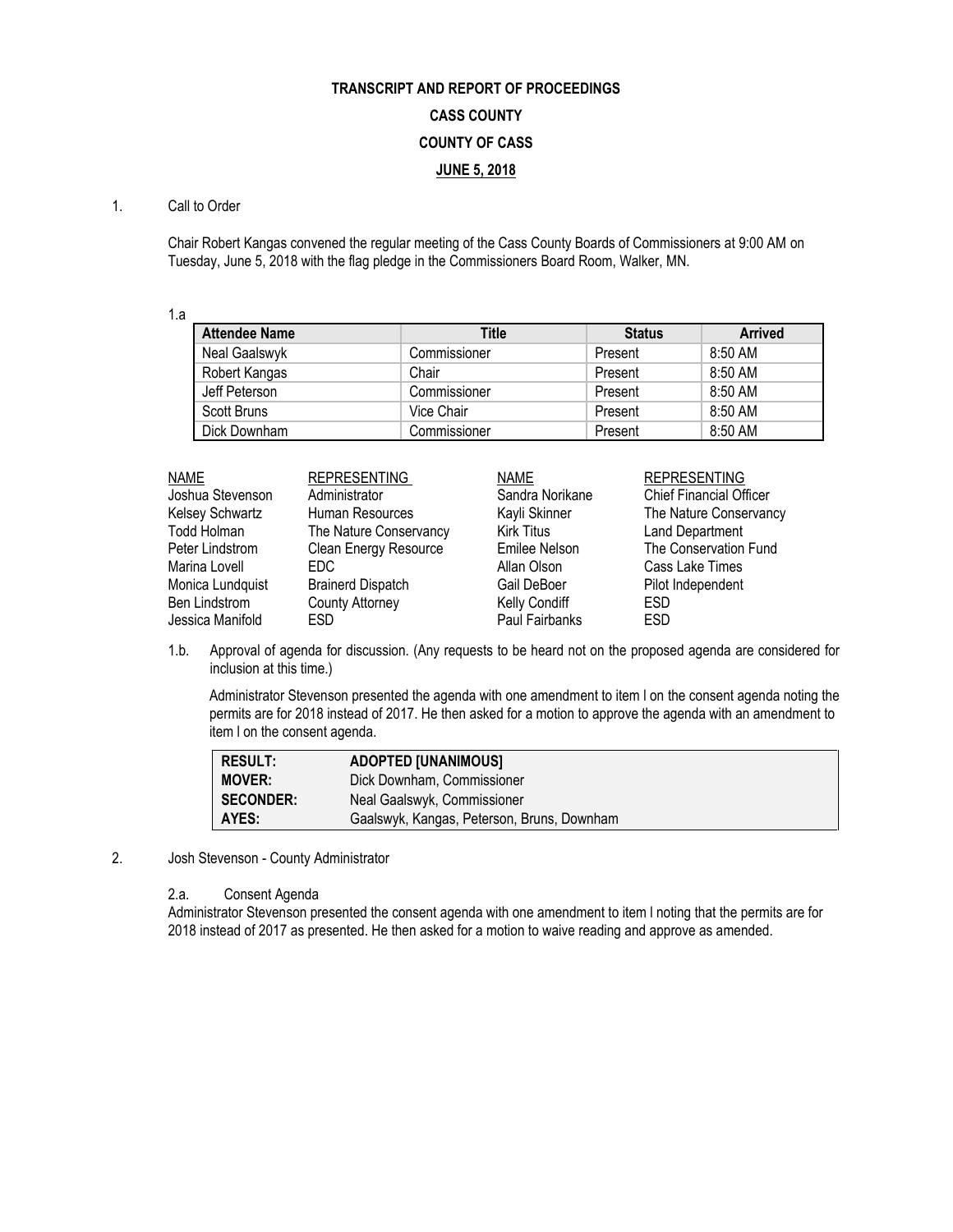**TRANSCRIPT AND REPORT OF PROCEEDINGS**

**CASS COUNTY**

**COUNTY OF CASS**

**JUNE 5, 2018**

1. Call to Order

Chair Robert Kangas convened the regular meeting of the Cass County Boards of Commissioners at 9:00 AM on Tuesday, June 5, 2018 with the flag pledge in the Commissioners Board Room, Walker, MN.

1.a

| Attendee Name | Title | Status | Arrived |
|---|---|---|---|
| Neal Gaalswyk | Commissioner | Present | 8:50 AM |
| Robert Kangas | Chair | Present | 8:50 AM |
| Jeff Peterson | Commissioner | Present | 8:50 AM |
| Scott Bruns | Vice Chair | Present | 8:50 AM |
| Dick Downham | Commissioner | Present | 8:50 AM |

| NAME | REPRESENTING | NAME | REPRESENTING |
|---|---|---|---|
| Joshua Stevenson | Administrator | Sandra Norikane | Chief Financial Officer |
| Kelsey Schwartz | Human Resources | Kayli Skinner | The Nature Conservancy |
| Todd Holman | The Nature Conservancy | Kirk Titus | Land Department |
| Peter Lindstrom | Clean Energy Resource | Emilee Nelson | The Conservation Fund |
| Marina Lovell | EDC | Allan Olson | Cass Lake Times |
| Monica Lundquist | Brainerd Dispatch | Gail DeBoer | Pilot Independent |
| Ben Lindstrom | County Attorney | Kelly Condiff | ESD |
| Jessica Manifold | ESD | Paul Fairbanks | ESD |

1.b. Approval of agenda for discussion. (Any requests to be heard not on the proposed agenda are considered for inclusion at this time.)

Administrator Stevenson presented the agenda with one amendment to item l on the consent agenda noting the permits are for 2018 instead of 2017. He then asked for a motion to approve the agenda with an amendment to item l on the consent agenda.

| | |
|---|---|
| **RESULT:** | **ADOPTED [UNANIMOUS]** |
| **MOVER:** | Dick Downham, Commissioner |
| **SECONDER:** | Neal Gaalswyk, Commissioner |
| **AYES:** | Gaalswyk, Kangas, Peterson, Bruns, Downham |

2. Josh Stevenson - County Administrator

2.a. Consent Agenda

Administrator Stevenson presented the consent agenda with one amendment to item l noting that the permits are for 2018 instead of 2017 as presented. He then asked for a motion to waive reading and approve as amended.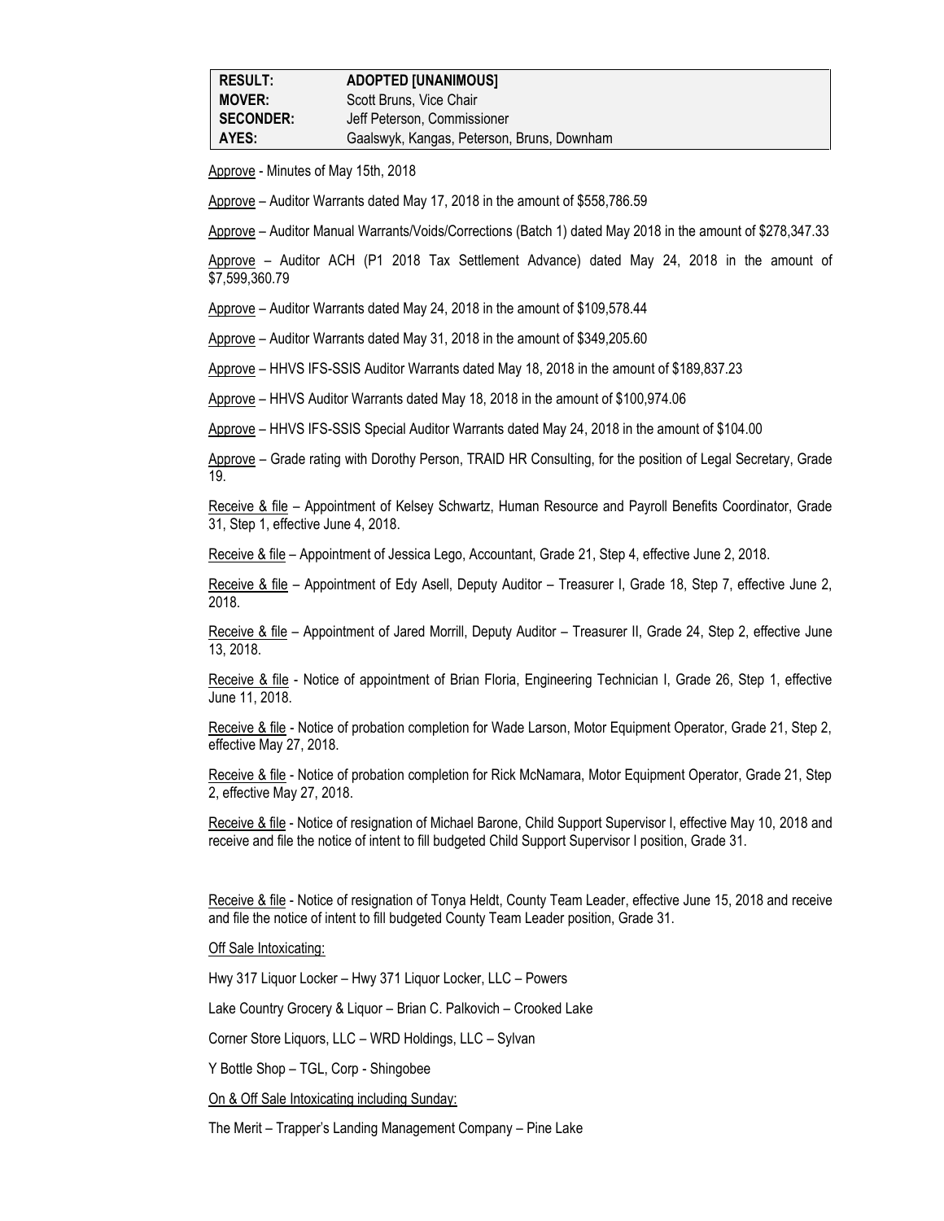| RESULT: | ADOPTED [UNANIMOUS] |
|---|---|
| MOVER: | Scott Bruns, Vice Chair |
| SECONDER: | Jeff Peterson, Commissioner |
| AYES: | Gaalswyk, Kangas, Peterson, Bruns, Downham |

Approve - Minutes of May 15th, 2018

Approve – Auditor Warrants dated May 17, 2018 in the amount of $558,786.59

Approve – Auditor Manual Warrants/Voids/Corrections (Batch 1) dated May 2018 in the amount of $278,347.33

Approve – Auditor ACH (P1 2018 Tax Settlement Advance) dated May 24, 2018 in the amount of $7,599,360.79

Approve – Auditor Warrants dated May 24, 2018 in the amount of $109,578.44

Approve – Auditor Warrants dated May 31, 2018 in the amount of $349,205.60

Approve – HHVS IFS-SSIS Auditor Warrants dated May 18, 2018 in the amount of $189,837.23

Approve – HHVS Auditor Warrants dated May 18, 2018 in the amount of $100,974.06

Approve – HHVS IFS-SSIS Special Auditor Warrants dated May 24, 2018 in the amount of $104.00

Approve – Grade rating with Dorothy Person, TRAID HR Consulting, for the position of Legal Secretary, Grade 19.

Receive & file – Appointment of Kelsey Schwartz, Human Resource and Payroll Benefits Coordinator, Grade 31, Step 1, effective June 4, 2018.

Receive & file – Appointment of Jessica Lego, Accountant, Grade 21, Step 4, effective June 2, 2018.

Receive & file – Appointment of Edy Asell, Deputy Auditor – Treasurer I, Grade 18, Step 7, effective June 2, 2018.

Receive & file – Appointment of Jared Morrill, Deputy Auditor – Treasurer II, Grade 24, Step 2, effective June 13, 2018.

Receive & file - Notice of appointment of Brian Floria, Engineering Technician I, Grade 26, Step 1, effective June 11, 2018.

Receive & file - Notice of probation completion for Wade Larson, Motor Equipment Operator, Grade 21, Step 2, effective May 27, 2018.

Receive & file - Notice of probation completion for Rick McNamara, Motor Equipment Operator, Grade 21, Step 2, effective May 27, 2018.

Receive & file - Notice of resignation of Michael Barone, Child Support Supervisor I, effective May 10, 2018 and receive and file the notice of intent to fill budgeted Child Support Supervisor I position, Grade 31.

Receive & file - Notice of resignation of Tonya Heldt, County Team Leader, effective June 15, 2018 and receive and file the notice of intent to fill budgeted County Team Leader position, Grade 31.

Off Sale Intoxicating:

Hwy 317 Liquor Locker – Hwy 371 Liquor Locker, LLC – Powers

Lake Country Grocery & Liquor – Brian C. Palkovich – Crooked Lake

Corner Store Liquors, LLC – WRD Holdings, LLC – Sylvan

Y Bottle Shop – TGL, Corp - Shingobee

On & Off Sale Intoxicating including Sunday:

The Merit – Trapper's Landing Management Company – Pine Lake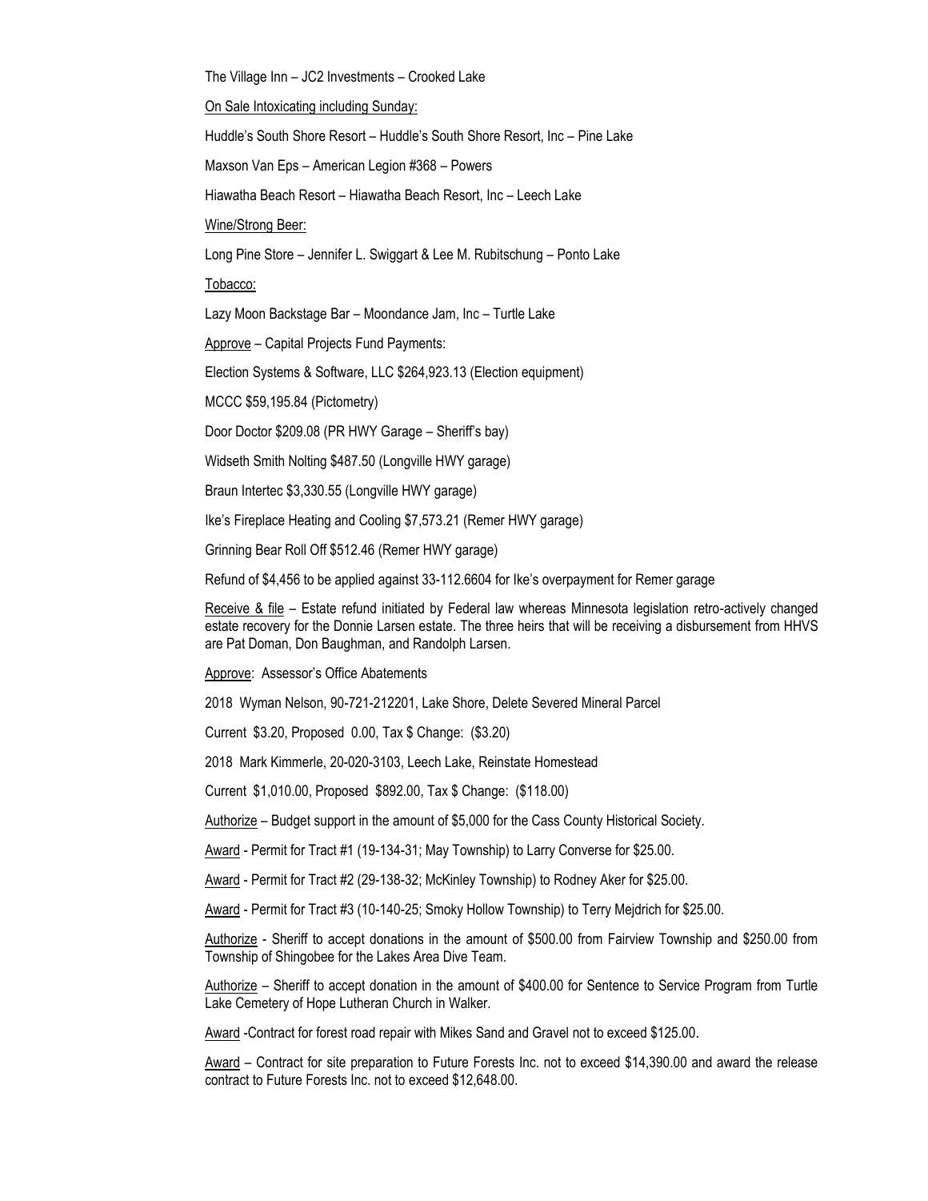The Village Inn – JC2 Investments – Crooked Lake

On Sale Intoxicating including Sunday:

Huddle's South Shore Resort – Huddle's South Shore Resort, Inc – Pine Lake

Maxson Van Eps – American Legion #368 – Powers

Hiawatha Beach Resort – Hiawatha Beach Resort, Inc – Leech Lake

Wine/Strong Beer:

Long Pine Store – Jennifer L. Swiggart & Lee M. Rubitschung – Ponto Lake

Tobacco:

Lazy Moon Backstage Bar – Moondance Jam, Inc – Turtle Lake

Approve – Capital Projects Fund Payments:

Election Systems & Software, LLC $264,923.13 (Election equipment)

MCCC $59,195.84 (Pictometry)

Door Doctor $209.08 (PR HWY Garage – Sheriff's bay)

Widseth Smith Nolting $487.50 (Longville HWY garage)

Braun Intertec $3,330.55 (Longville HWY garage)

Ike's Fireplace Heating and Cooling $7,573.21 (Remer HWY garage)

Grinning Bear Roll Off $512.46 (Remer HWY garage)

Refund of $4,456 to be applied against 33-112.6604 for Ike's overpayment for Remer garage

Receive & file – Estate refund initiated by Federal law whereas Minnesota legislation retro-actively changed estate recovery for the Donnie Larsen estate. The three heirs that will be receiving a disbursement from HHVS are Pat Doman, Don Baughman, and Randolph Larsen.

Approve: Assessor's Office Abatements

2018 Wyman Nelson, 90-721-212201, Lake Shore, Delete Severed Mineral Parcel

Current $3.20, Proposed 0.00, Tax $ Change: ($3.20)

2018 Mark Kimmerle, 20-020-3103, Leech Lake, Reinstate Homestead

Current $1,010.00, Proposed $892.00, Tax $ Change: ($118.00)

Authorize – Budget support in the amount of $5,000 for the Cass County Historical Society.

Award - Permit for Tract #1 (19-134-31; May Township) to Larry Converse for $25.00.

Award - Permit for Tract #2 (29-138-32; McKinley Township) to Rodney Aker for $25.00.

Award - Permit for Tract #3 (10-140-25; Smoky Hollow Township) to Terry Mejdrich for $25.00.

Authorize - Sheriff to accept donations in the amount of $500.00 from Fairview Township and $250.00 from Township of Shingobee for the Lakes Area Dive Team.

Authorize – Sheriff to accept donation in the amount of $400.00 for Sentence to Service Program from Turtle Lake Cemetery of Hope Lutheran Church in Walker.

Award -Contract for forest road repair with Mikes Sand and Gravel not to exceed $125.00.

Award – Contract for site preparation to Future Forests Inc. not to exceed $14,390.00 and award the release contract to Future Forests Inc. not to exceed $12,648.00.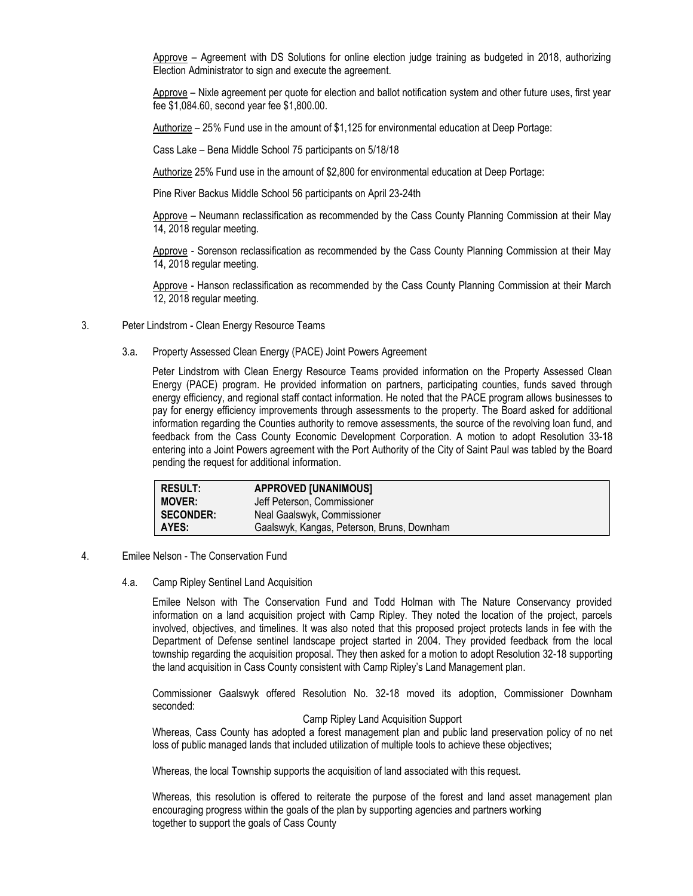Approve – Agreement with DS Solutions for online election judge training as budgeted in 2018, authorizing Election Administrator to sign and execute the agreement.

Approve – Nixle agreement per quote for election and ballot notification system and other future uses, first year fee $1,084.60, second year fee $1,800.00.

Authorize – 25% Fund use in the amount of $1,125 for environmental education at Deep Portage:

Cass Lake – Bena Middle School 75 participants on 5/18/18

Authorize 25% Fund use in the amount of $2,800 for environmental education at Deep Portage:

Pine River Backus Middle School 56 participants on April 23-24th

Approve – Neumann reclassification as recommended by the Cass County Planning Commission at their May 14, 2018 regular meeting.

Approve - Sorenson reclassification as recommended by the Cass County Planning Commission at their May 14, 2018 regular meeting.

Approve - Hanson reclassification as recommended by the Cass County Planning Commission at their March 12, 2018 regular meeting.

3. Peter Lindstrom - Clean Energy Resource Teams

3.a. Property Assessed Clean Energy (PACE) Joint Powers Agreement

Peter Lindstrom with Clean Energy Resource Teams provided information on the Property Assessed Clean Energy (PACE) program. He provided information on partners, participating counties, funds saved through energy efficiency, and regional staff contact information. He noted that the PACE program allows businesses to pay for energy efficiency improvements through assessments to the property. The Board asked for additional information regarding the Counties authority to remove assessments, the source of the revolving loan fund, and feedback from the Cass County Economic Development Corporation. A motion to adopt Resolution 33-18 entering into a Joint Powers agreement with the Port Authority of the City of Saint Paul was tabled by the Board pending the request for additional information.

| | |
|---|---|
| **RESULT:** | **APPROVED [UNANIMOUS]** |
| **MOVER:** | Jeff Peterson, Commissioner |
| **SECONDER:** | Neal Gaalswyk, Commissioner |
| **AYES:** | Gaalswyk, Kangas, Peterson, Bruns, Downham |

4. Emilee Nelson - The Conservation Fund

4.a. Camp Ripley Sentinel Land Acquisition

Emilee Nelson with The Conservation Fund and Todd Holman with The Nature Conservancy provided information on a land acquisition project with Camp Ripley. They noted the location of the project, parcels involved, objectives, and timelines. It was also noted that this proposed project protects lands in fee with the Department of Defense sentinel landscape project started in 2004. They provided feedback from the local township regarding the acquisition proposal. They then asked for a motion to adopt Resolution 32-18 supporting the land acquisition in Cass County consistent with Camp Ripley's Land Management plan.

Commissioner Gaalswyk offered Resolution No. 32-18 moved its adoption, Commissioner Downham seconded:

Camp Ripley Land Acquisition Support

Whereas, Cass County has adopted a forest management plan and public land preservation policy of no net loss of public managed lands that included utilization of multiple tools to achieve these objectives;

Whereas, the local Township supports the acquisition of land associated with this request.

Whereas, this resolution is offered to reiterate the purpose of the forest and land asset management plan encouraging progress within the goals of the plan by supporting agencies and partners working together to support the goals of Cass County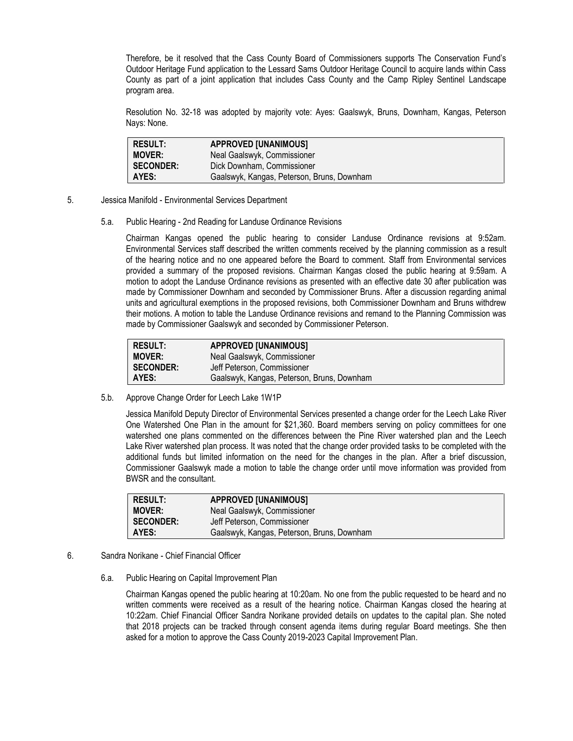Therefore, be it resolved that the Cass County Board of Commissioners supports The Conservation Fund's Outdoor Heritage Fund application to the Lessard Sams Outdoor Heritage Council to acquire lands within Cass County as part of a joint application that includes Cass County and the Camp Ripley Sentinel Landscape program area.

Resolution No. 32-18 was adopted by majority vote: Ayes: Gaalswyk, Bruns, Downham, Kangas, Peterson Nays: None.

| | |
|---|---|
| **RESULT:** | **APPROVED [UNANIMOUS]** |
| **MOVER:** | Neal Gaalswyk, Commissioner |
| **SECONDER:** | Dick Downham, Commissioner |
| **AYES:** | Gaalswyk, Kangas, Peterson, Bruns, Downham |

5. Jessica Manifold - Environmental Services Department

5.a. Public Hearing - 2nd Reading for Landuse Ordinance Revisions

Chairman Kangas opened the public hearing to consider Landuse Ordinance revisions at 9:52am. Environmental Services staff described the written comments received by the planning commission as a result of the hearing notice and no one appeared before the Board to comment. Staff from Environmental services provided a summary of the proposed revisions. Chairman Kangas closed the public hearing at 9:59am. A motion to adopt the Landuse Ordinance revisions as presented with an effective date 30 after publication was made by Commissioner Downham and seconded by Commissioner Bruns. After a discussion regarding animal units and agricultural exemptions in the proposed revisions, both Commissioner Downham and Bruns withdrew their motions. A motion to table the Landuse Ordinance revisions and remand to the Planning Commission was made by Commissioner Gaalswyk and seconded by Commissioner Peterson.

| | |
|---|---|
| **RESULT:** | **APPROVED [UNANIMOUS]** |
| **MOVER:** | Neal Gaalswyk, Commissioner |
| **SECONDER:** | Jeff Peterson, Commissioner |
| **AYES:** | Gaalswyk, Kangas, Peterson, Bruns, Downham |

5.b. Approve Change Order for Leech Lake 1W1P

Jessica Manifold Deputy Director of Environmental Services presented a change order for the Leech Lake River One Watershed One Plan in the amount for $21,360. Board members serving on policy committees for one watershed one plans commented on the differences between the Pine River watershed plan and the Leech Lake River watershed plan process. It was noted that the change order provided tasks to be completed with the additional funds but limited information on the need for the changes in the plan. After a brief discussion, Commissioner Gaalswyk made a motion to table the change order until move information was provided from BWSR and the consultant.

| | |
|---|---|
| **RESULT:** | **APPROVED [UNANIMOUS]** |
| **MOVER:** | Neal Gaalswyk, Commissioner |
| **SECONDER:** | Jeff Peterson, Commissioner |
| **AYES:** | Gaalswyk, Kangas, Peterson, Bruns, Downham |

6. Sandra Norikane - Chief Financial Officer

6.a. Public Hearing on Capital Improvement Plan

Chairman Kangas opened the public hearing at 10:20am. No one from the public requested to be heard and no written comments were received as a result of the hearing notice. Chairman Kangas closed the hearing at 10:22am. Chief Financial Officer Sandra Norikane provided details on updates to the capital plan. She noted that 2018 projects can be tracked through consent agenda items during regular Board meetings. She then asked for a motion to approve the Cass County 2019-2023 Capital Improvement Plan.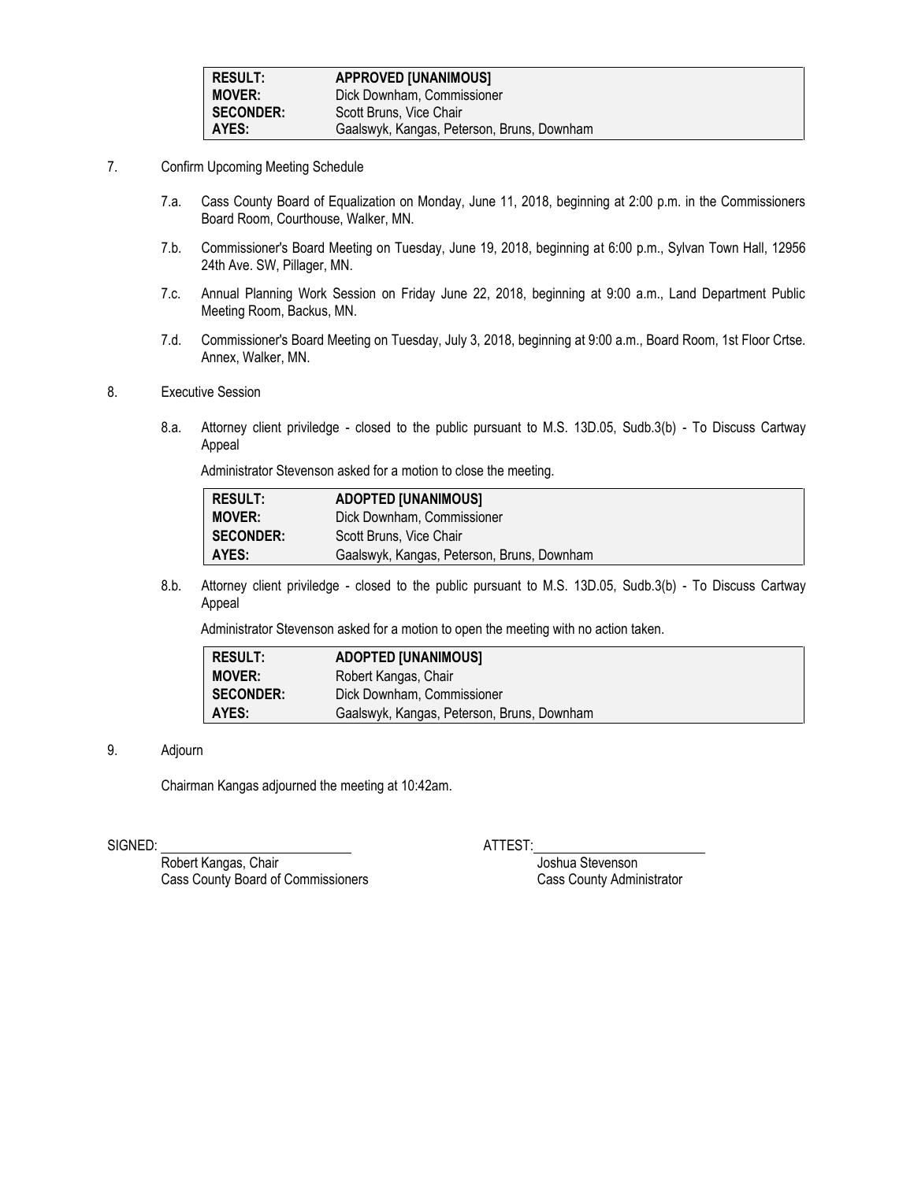| | |
|---|---|
| **RESULT:** | **APPROVED [UNANIMOUS]** |
| **MOVER:** | Dick Downham, Commissioner |
| **SECONDER:** | Scott Bruns, Vice Chair |
| **AYES:** | Gaalswyk, Kangas, Peterson, Bruns, Downham |

7. Confirm Upcoming Meeting Schedule

   7.a. Cass County Board of Equalization on Monday, June 11, 2018, beginning at 2:00 p.m. in the Commissioners Board Room, Courthouse, Walker, MN.

   7.b. Commissioner's Board Meeting on Tuesday, June 19, 2018, beginning at 6:00 p.m., Sylvan Town Hall, 12956 24th Ave. SW, Pillager, MN.

   7.c. Annual Planning Work Session on Friday June 22, 2018, beginning at 9:00 a.m., Land Department Public Meeting Room, Backus, MN.

   7.d. Commissioner's Board Meeting on Tuesday, July 3, 2018, beginning at 9:00 a.m., Board Room, 1st Floor Crtse. Annex, Walker, MN.

8. Executive Session

   8.a. Attorney client priviledge - closed to the public pursuant to M.S. 13D.05, Sudb.3(b) - To Discuss Cartway Appeal

   Administrator Stevenson asked for a motion to close the meeting.

| | |
|---|---|
| **RESULT:** | **ADOPTED [UNANIMOUS]** |
| **MOVER:** | Dick Downham, Commissioner |
| **SECONDER:** | Scott Bruns, Vice Chair |
| **AYES:** | Gaalswyk, Kangas, Peterson, Bruns, Downham |

   8.b. Attorney client priviledge - closed to the public pursuant to M.S. 13D.05, Sudb.3(b) - To Discuss Cartway Appeal

   Administrator Stevenson asked for a motion to open the meeting with no action taken.

| | |
|---|---|
| **RESULT:** | **ADOPTED [UNANIMOUS]** |
| **MOVER:** | Robert Kangas, Chair |
| **SECONDER:** | Dick Downham, Commissioner |
| **AYES:** | Gaalswyk, Kangas, Peterson, Bruns, Downham |

9. Adjourn

   Chairman Kangas adjourned the meeting at 10:42am.

SIGNED: ____________________________
Robert Kangas, Chair
Cass County Board of Commissioners

ATTEST: ____________________________
Joshua Stevenson
Cass County Administrator